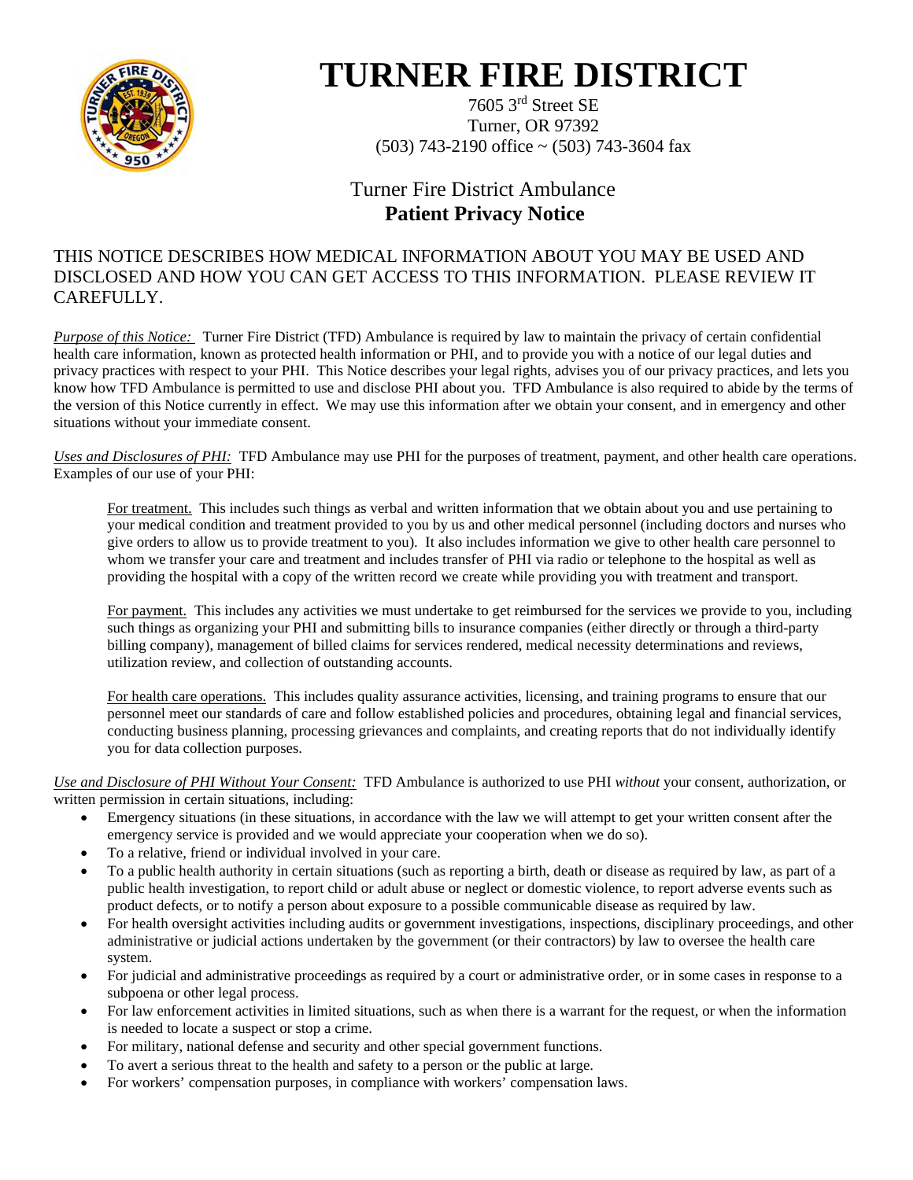# TURNER FIRE DISTRICT

7605 3rd Street SE
Turner, OR 97392
(503) 743-2190 office ~ (503) 743-3604 fax

## Turner Fire District Ambulance
## **Patient Privacy Notice**

THIS NOTICE DESCRIBES HOW MEDICAL INFORMATION ABOUT YOU MAY BE USED AND DISCLOSED AND HOW YOU CAN GET ACCESS TO THIS INFORMATION. PLEASE REVIEW IT CAREFULLY.

*Purpose of this Notice:* Turner Fire District (TFD) Ambulance is required by law to maintain the privacy of certain confidential health care information, known as protected health information or PHI, and to provide you with a notice of our legal duties and privacy practices with respect to your PHI. This Notice describes your legal rights, advises you of our privacy practices, and lets you know how TFD Ambulance is permitted to use and disclose PHI about you. TFD Ambulance is also required to abide by the terms of the version of this Notice currently in effect. We may use this information after we obtain your consent, and in emergency and other situations without your immediate consent.

*Uses and Disclosures of PHI:* TFD Ambulance may use PHI for the purposes of treatment, payment, and other health care operations. Examples of our use of your PHI:

For treatment. This includes such things as verbal and written information that we obtain about you and use pertaining to your medical condition and treatment provided to you by us and other medical personnel (including doctors and nurses who give orders to allow us to provide treatment to you). It also includes information we give to other health care personnel to whom we transfer your care and treatment and includes transfer of PHI via radio or telephone to the hospital as well as providing the hospital with a copy of the written record we create while providing you with treatment and transport.

For payment. This includes any activities we must undertake to get reimbursed for the services we provide to you, including such things as organizing your PHI and submitting bills to insurance companies (either directly or through a third-party billing company), management of billed claims for services rendered, medical necessity determinations and reviews, utilization review, and collection of outstanding accounts.

For health care operations. This includes quality assurance activities, licensing, and training programs to ensure that our personnel meet our standards of care and follow established policies and procedures, obtaining legal and financial services, conducting business planning, processing grievances and complaints, and creating reports that do not individually identify you for data collection purposes.

*Use and Disclosure of PHI Without Your Consent:* TFD Ambulance is authorized to use PHI *without* your consent, authorization, or written permission in certain situations, including:

- Emergency situations (in these situations, in accordance with the law we will attempt to get your written consent after the emergency service is provided and we would appreciate your cooperation when we do so).
- To a relative, friend or individual involved in your care.
- To a public health authority in certain situations (such as reporting a birth, death or disease as required by law, as part of a public health investigation, to report child or adult abuse or neglect or domestic violence, to report adverse events such as product defects, or to notify a person about exposure to a possible communicable disease as required by law.
- For health oversight activities including audits or government investigations, inspections, disciplinary proceedings, and other administrative or judicial actions undertaken by the government (or their contractors) by law to oversee the health care system.
- For judicial and administrative proceedings as required by a court or administrative order, or in some cases in response to a subpoena or other legal process.
- For law enforcement activities in limited situations, such as when there is a warrant for the request, or when the information is needed to locate a suspect or stop a crime.
- For military, national defense and security and other special government functions.
- To avert a serious threat to the health and safety to a person or the public at large.
- For workers' compensation purposes, in compliance with workers' compensation laws.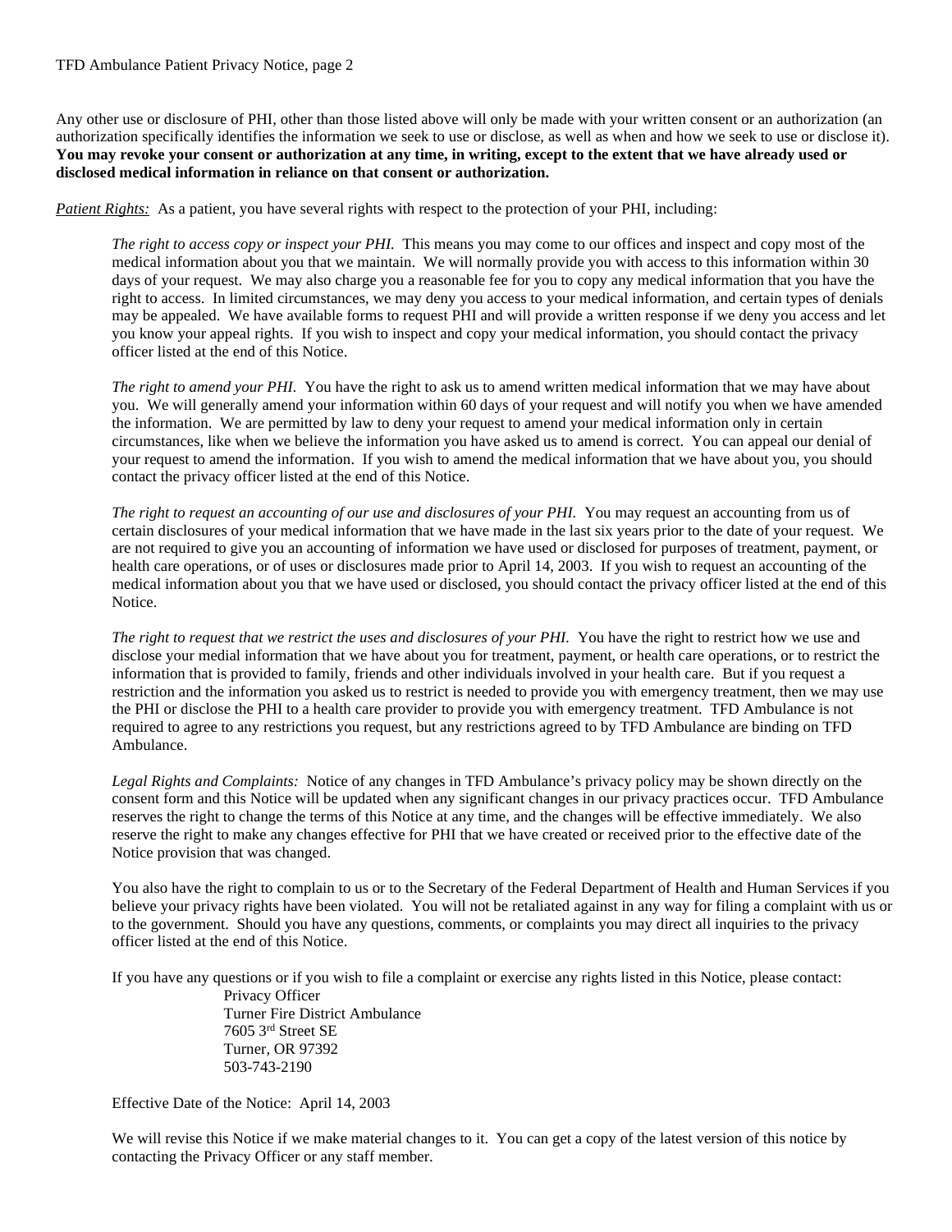Any other use or disclosure of PHI, other than those listed above will only be made with your written consent or an authorization (an authorization specifically identifies the information we seek to use or disclose, as well as when and how we seek to use or disclose it). **You may revoke your consent or authorization at any time, in writing, except to the extent that we have already used or disclosed medical information in reliance on that consent or authorization.**

*Patient Rights:* As a patient, you have several rights with respect to the protection of your PHI, including:

*The right to access copy or inspect your PHI.* This means you may come to our offices and inspect and copy most of the medical information about you that we maintain. We will normally provide you with access to this information within 30 days of your request. We may also charge you a reasonable fee for you to copy any medical information that you have the right to access. In limited circumstances, we may deny you access to your medical information, and certain types of denials may be appealed. We have available forms to request PHI and will provide a written response if we deny you access and let you know your appeal rights. If you wish to inspect and copy your medical information, you should contact the privacy officer listed at the end of this Notice.

*The right to amend your PHI.* You have the right to ask us to amend written medical information that we may have about you. We will generally amend your information within 60 days of your request and will notify you when we have amended the information. We are permitted by law to deny your request to amend your medical information only in certain circumstances, like when we believe the information you have asked us to amend is correct. You can appeal our denial of your request to amend the information. If you wish to amend the medical information that we have about you, you should contact the privacy officer listed at the end of this Notice.

*The right to request an accounting of our use and disclosures of your PHI.* You may request an accounting from us of certain disclosures of your medical information that we have made in the last six years prior to the date of your request. We are not required to give you an accounting of information we have used or disclosed for purposes of treatment, payment, or health care operations, or of uses or disclosures made prior to April 14, 2003. If you wish to request an accounting of the medical information about you that we have used or disclosed, you should contact the privacy officer listed at the end of this Notice.

*The right to request that we restrict the uses and disclosures of your PHI.* You have the right to restrict how we use and disclose your medial information that we have about you for treatment, payment, or health care operations, or to restrict the information that is provided to family, friends and other individuals involved in your health care. But if you request a restriction and the information you asked us to restrict is needed to provide you with emergency treatment, then we may use the PHI or disclose the PHI to a health care provider to provide you with emergency treatment. TFD Ambulance is not required to agree to any restrictions you request, but any restrictions agreed to by TFD Ambulance are binding on TFD Ambulance.

*Legal Rights and Complaints:* Notice of any changes in TFD Ambulance's privacy policy may be shown directly on the consent form and this Notice will be updated when any significant changes in our privacy practices occur. TFD Ambulance reserves the right to change the terms of this Notice at any time, and the changes will be effective immediately. We also reserve the right to make any changes effective for PHI that we have created or received prior to the effective date of the Notice provision that was changed.

You also have the right to complain to us or to the Secretary of the Federal Department of Health and Human Services if you believe your privacy rights have been violated. You will not be retaliated against in any way for filing a complaint with us or to the government. Should you have any questions, comments, or complaints you may direct all inquiries to the privacy officer listed at the end of this Notice.

If you have any questions or if you wish to file a complaint or exercise any rights listed in this Notice, please contact:

Privacy Officer
Turner Fire District Ambulance
7605 3rd Street SE
Turner, OR 97392
503-743-2190

Effective Date of the Notice: April 14, 2003

We will revise this Notice if we make material changes to it. You can get a copy of the latest version of this notice by contacting the Privacy Officer or any staff member.